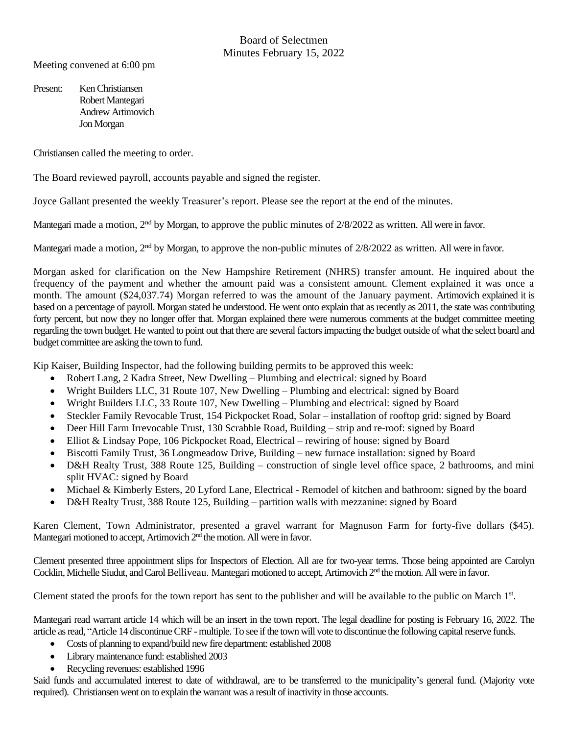# Board of Selectmen
## Minutes February 15, 2022

Meeting convened at 6:00 pm

Present: Ken Christiansen
Robert Mantegari
Andrew Artimovich
Jon Morgan

Christiansen called the meeting to order.

The Board reviewed payroll, accounts payable and signed the register.

Joyce Gallant presented the weekly Treasurer's report. Please see the report at the end of the minutes.

Mantegari made a motion, 2nd by Morgan, to approve the public minutes of 2/8/2022 as written. All were in favor.

Mantegari made a motion, 2nd by Morgan, to approve the non-public minutes of 2/8/2022 as written. All were in favor.

Morgan asked for clarification on the New Hampshire Retirement (NHRS) transfer amount. He inquired about the frequency of the payment and whether the amount paid was a consistent amount. Clement explained it was once a month. The amount ($24,037.74) Morgan referred to was the amount of the January payment. Artimovich explained it is based on a percentage of payroll. Morgan stated he understood. He went onto explain that as recently as 2011, the state was contributing forty percent, but now they no longer offer that. Morgan explained there were numerous comments at the budget committee meeting regarding the town budget. He wanted to point out that there are several factors impacting the budget outside of what the select board and budget committee are asking the town to fund.

Kip Kaiser, Building Inspector, had the following building permits to be approved this week:

- Robert Lang, 2 Kadra Street, New Dwelling – Plumbing and electrical: signed by Board
- Wright Builders LLC, 31 Route 107, New Dwelling – Plumbing and electrical: signed by Board
- Wright Builders LLC, 33 Route 107, New Dwelling – Plumbing and electrical: signed by Board
- Steckler Family Revocable Trust, 154 Pickpocket Road, Solar – installation of rooftop grid: signed by Board
- Deer Hill Farm Irrevocable Trust, 130 Scrabble Road, Building – strip and re-roof: signed by Board
- Elliot & Lindsay Pope, 106 Pickpocket Road, Electrical – rewiring of house: signed by Board
- Biscotti Family Trust, 36 Longmeadow Drive, Building – new furnace installation: signed by Board
- D&H Realty Trust, 388 Route 125, Building – construction of single level office space, 2 bathrooms, and mini split HVAC: signed by Board
- Michael & Kimberly Esters, 20 Lyford Lane, Electrical - Remodel of kitchen and bathroom: signed by the board
- D&H Realty Trust, 388 Route 125, Building – partition walls with mezzanine: signed by Board

Karen Clement, Town Administrator, presented a gravel warrant for Magnuson Farm for forty-five dollars ($45). Mantegari motioned to accept, Artimovich 2nd the motion. All were in favor.

Clement presented three appointment slips for Inspectors of Election. All are for two-year terms. Those being appointed are Carolyn Cocklin, Michelle Siudut, and Carol Belliveau. Mantegari motioned to accept, Artimovich 2nd the motion. All were in favor.

Clement stated the proofs for the town report has sent to the publisher and will be available to the public on March 1st.

Mantegari read warrant article 14 which will be an insert in the town report. The legal deadline for posting is February 16, 2022. The article as read, "Article 14 discontinue CRF - multiple. To see if the town will vote to discontinue the following capital reserve funds.

- Costs of planning to expand/build new fire department: established 2008
- Library maintenance fund: established 2003
- Recycling revenues: established 1996

Said funds and accumulated interest to date of withdrawal, are to be transferred to the municipality's general fund. (Majority vote required). Christiansen went on to explain the warrant was a result of inactivity in those accounts.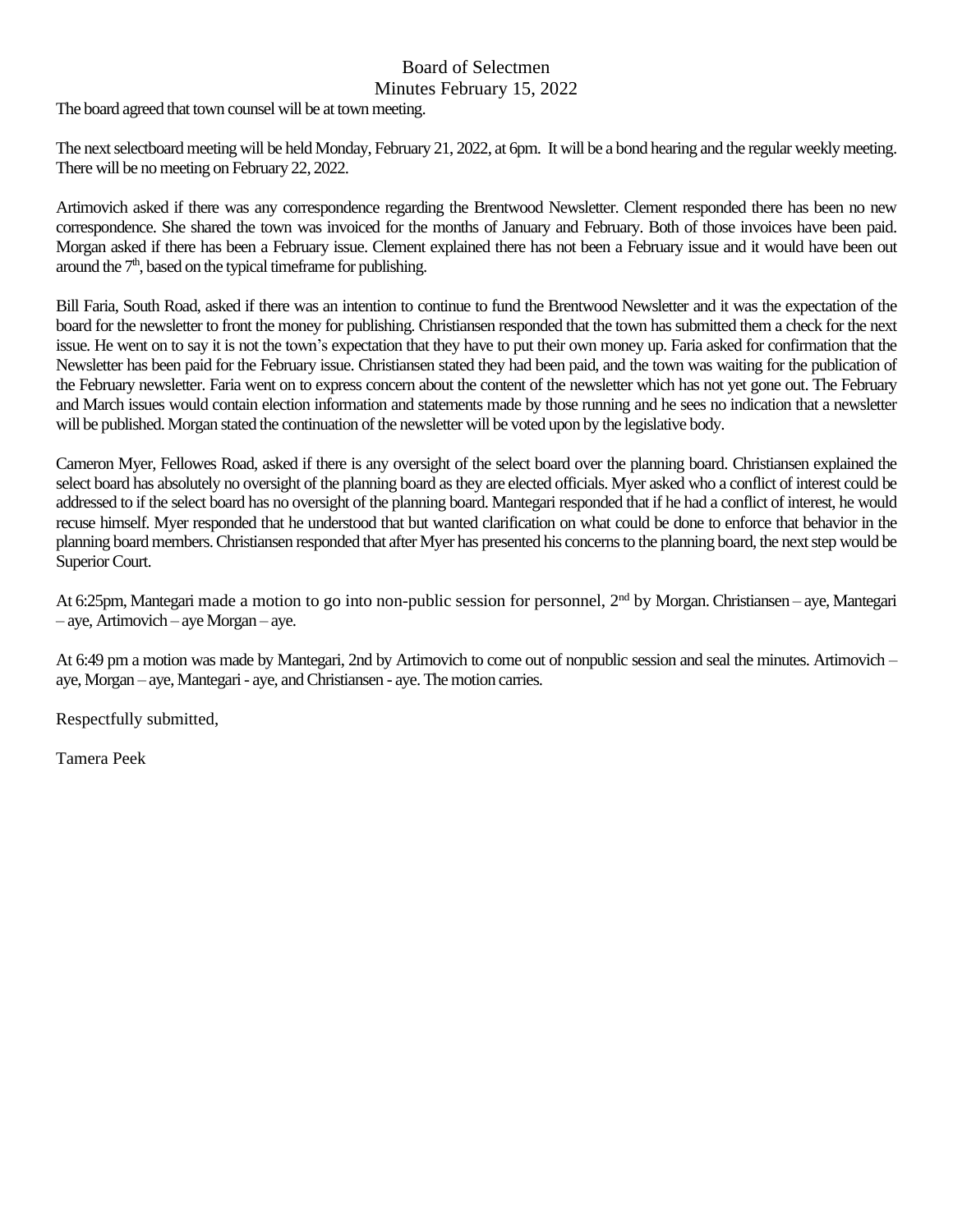Board of Selectmen
Minutes February 15, 2022

The board agreed that town counsel will be at town meeting.

The next selectboard meeting will be held Monday, February 21, 2022, at 6pm. It will be a bond hearing and the regular weekly meeting. There will be no meeting on February 22, 2022.

Artimovich asked if there was any correspondence regarding the Brentwood Newsletter. Clement responded there has been no new correspondence. She shared the town was invoiced for the months of January and February. Both of those invoices have been paid. Morgan asked if there has been a February issue. Clement explained there has not been a February issue and it would have been out around the 7th, based on the typical timeframe for publishing.

Bill Faria, South Road, asked if there was an intention to continue to fund the Brentwood Newsletter and it was the expectation of the board for the newsletter to front the money for publishing. Christiansen responded that the town has submitted them a check for the next issue. He went on to say it is not the town's expectation that they have to put their own money up. Faria asked for confirmation that the Newsletter has been paid for the February issue. Christiansen stated they had been paid, and the town was waiting for the publication of the February newsletter. Faria went on to express concern about the content of the newsletter which has not yet gone out. The February and March issues would contain election information and statements made by those running and he sees no indication that a newsletter will be published. Morgan stated the continuation of the newsletter will be voted upon by the legislative body.

Cameron Myer, Fellowes Road, asked if there is any oversight of the select board over the planning board. Christiansen explained the select board has absolutely no oversight of the planning board as they are elected officials. Myer asked who a conflict of interest could be addressed to if the select board has no oversight of the planning board. Mantegari responded that if he had a conflict of interest, he would recuse himself. Myer responded that he understood that but wanted clarification on what could be done to enforce that behavior in the planning board members. Christiansen responded that after Myer has presented his concerns to the planning board, the next step would be Superior Court.

At 6:25pm, Mantegari made a motion to go into non-public session for personnel, 2nd by Morgan. Christiansen – aye, Mantegari – aye, Artimovich – aye Morgan – aye.

At 6:49 pm a motion was made by Mantegari, 2nd by Artimovich to come out of nonpublic session and seal the minutes. Artimovich – aye, Morgan – aye, Mantegari - aye, and Christiansen - aye. The motion carries.

Respectfully submitted,

Tamera Peek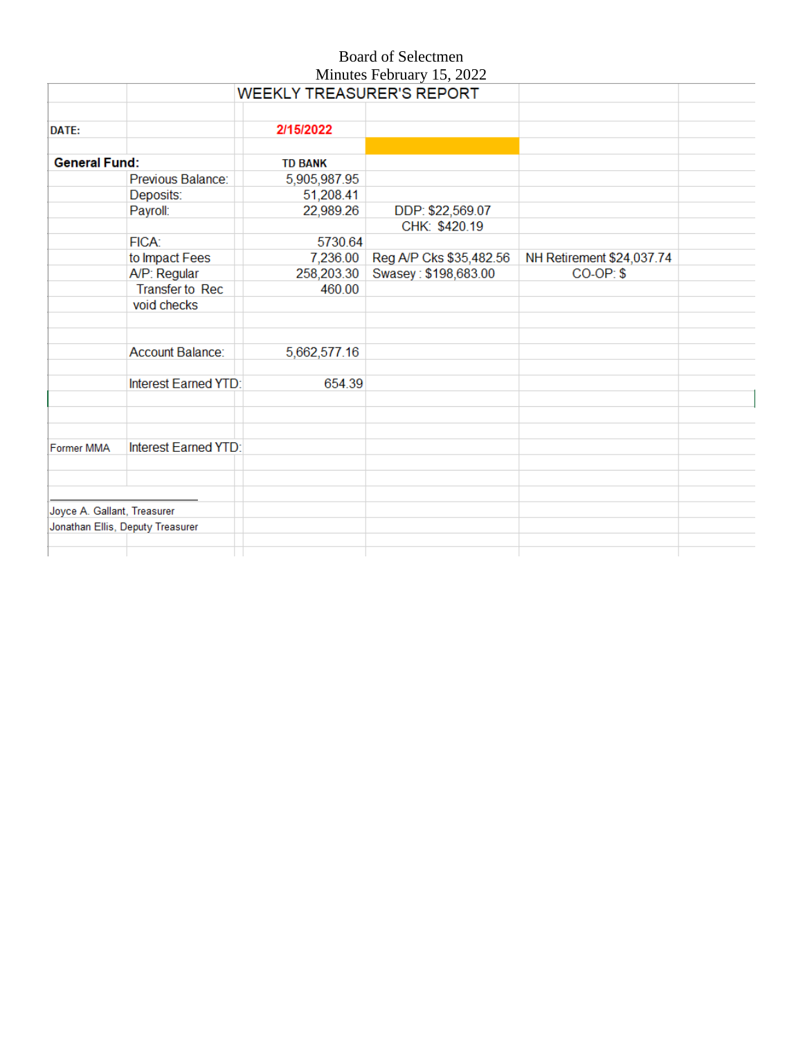Board of Selectmen
Minutes February 15, 2022

## WEEKLY TREASURER'S REPORT

| | | | | |
|---|---|---|---|---|
| DATE: | | 2/15/2022 | | |
| **General Fund:** | | TD BANK | | |
| | Previous Balance: | 5,905,987.95 | | |
| | Deposits: | 51,208.41 | | |
| | Payroll: | 22,989.26 | DDP: $22,569.07 | |
| | | | CHK: $420.19 | |
| | FICA: | 5730.64 | | |
| | to Impact Fees | 7,236.00 | Reg A/P Cks $35,482.56 | NH Retirement $24,037.74 |
| | A/P: Regular | 258,203.30 | Swasey : $198,683.00 | CO-OP: $ |
| | Transfer to Rec | 460.00 | | |
| | void checks | | | |
| | Account Balance: | 5,662,577.16 | | |
| | Interest Earned YTD: | 654.39 | | |
| Former MMA | Interest Earned YTD: | | | |

Joyce A. Gallant, Treasurer
Jonathan Ellis, Deputy Treasurer